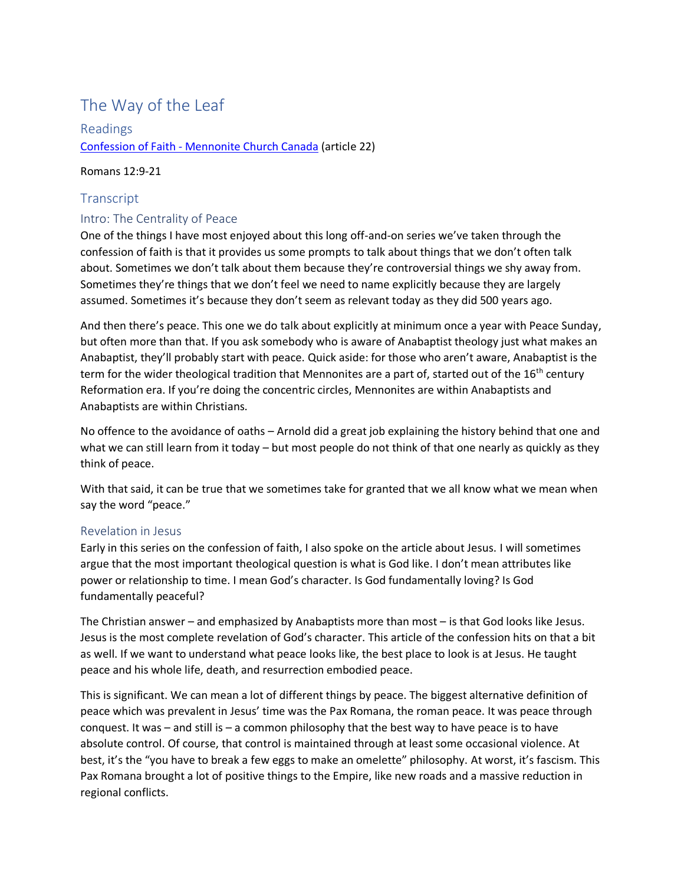# The Way of the Leaf

## Readings

[Confession of Faith - Mennonite Church Canada](#) (article 22)

Romans 12:9-21

## Transcript

### Intro: The Centrality of Peace

One of the things I have most enjoyed about this long off-and-on series we've taken through the confession of faith is that it provides us some prompts to talk about things that we don't often talk about. Sometimes we don't talk about them because they're controversial things we shy away from. Sometimes they're things that we don't feel we need to name explicitly because they are largely assumed. Sometimes it's because they don't seem as relevant today as they did 500 years ago.

And then there's peace. This one we do talk about explicitly at minimum once a year with Peace Sunday, but often more than that. If you ask somebody who is aware of Anabaptist theology just what makes an Anabaptist, they'll probably start with peace. Quick aside: for those who aren't aware, Anabaptist is the term for the wider theological tradition that Mennonites are a part of, started out of the 16th century Reformation era. If you're doing the concentric circles, Mennonites are within Anabaptists and Anabaptists are within Christians.

No offence to the avoidance of oaths – Arnold did a great job explaining the history behind that one and what we can still learn from it today – but most people do not think of that one nearly as quickly as they think of peace.

With that said, it can be true that we sometimes take for granted that we all know what we mean when say the word "peace."

### Revelation in Jesus

Early in this series on the confession of faith, I also spoke on the article about Jesus. I will sometimes argue that the most important theological question is what is God like. I don't mean attributes like power or relationship to time. I mean God's character. Is God fundamentally loving? Is God fundamentally peaceful?

The Christian answer – and emphasized by Anabaptists more than most – is that God looks like Jesus. Jesus is the most complete revelation of God's character. This article of the confession hits on that a bit as well. If we want to understand what peace looks like, the best place to look is at Jesus. He taught peace and his whole life, death, and resurrection embodied peace.

This is significant. We can mean a lot of different things by peace. The biggest alternative definition of peace which was prevalent in Jesus' time was the Pax Romana, the roman peace. It was peace through conquest. It was – and still is – a common philosophy that the best way to have peace is to have absolute control. Of course, that control is maintained through at least some occasional violence. At best, it's the "you have to break a few eggs to make an omelette" philosophy. At worst, it's fascism. This Pax Romana brought a lot of positive things to the Empire, like new roads and a massive reduction in regional conflicts.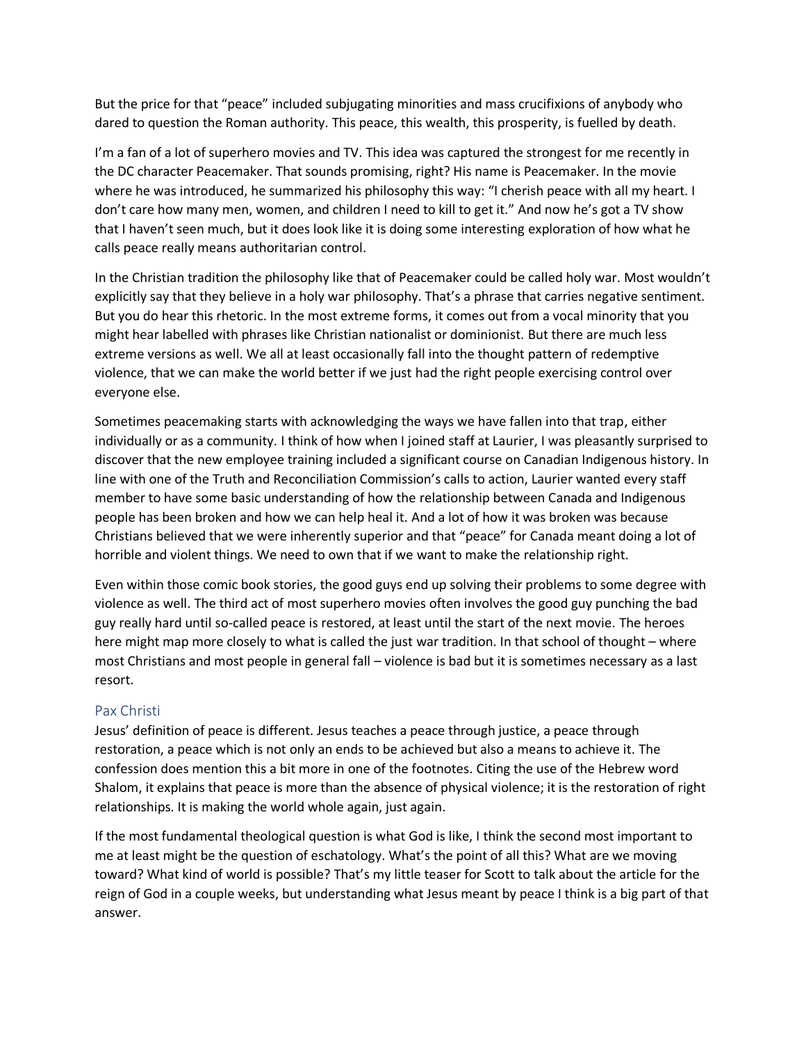But the price for that "peace" included subjugating minorities and mass crucifixions of anybody who dared to question the Roman authority. This peace, this wealth, this prosperity, is fuelled by death.

I'm a fan of a lot of superhero movies and TV. This idea was captured the strongest for me recently in the DC character Peacemaker. That sounds promising, right? His name is Peacemaker. In the movie where he was introduced, he summarized his philosophy this way: "I cherish peace with all my heart. I don't care how many men, women, and children I need to kill to get it." And now he's got a TV show that I haven't seen much, but it does look like it is doing some interesting exploration of how what he calls peace really means authoritarian control.

In the Christian tradition the philosophy like that of Peacemaker could be called holy war. Most wouldn't explicitly say that they believe in a holy war philosophy. That's a phrase that carries negative sentiment. But you do hear this rhetoric. In the most extreme forms, it comes out from a vocal minority that you might hear labelled with phrases like Christian nationalist or dominionist. But there are much less extreme versions as well. We all at least occasionally fall into the thought pattern of redemptive violence, that we can make the world better if we just had the right people exercising control over everyone else.

Sometimes peacemaking starts with acknowledging the ways we have fallen into that trap, either individually or as a community. I think of how when I joined staff at Laurier, I was pleasantly surprised to discover that the new employee training included a significant course on Canadian Indigenous history. In line with one of the Truth and Reconciliation Commission's calls to action, Laurier wanted every staff member to have some basic understanding of how the relationship between Canada and Indigenous people has been broken and how we can help heal it. And a lot of how it was broken was because Christians believed that we were inherently superior and that "peace" for Canada meant doing a lot of horrible and violent things. We need to own that if we want to make the relationship right.

Even within those comic book stories, the good guys end up solving their problems to some degree with violence as well. The third act of most superhero movies often involves the good guy punching the bad guy really hard until so-called peace is restored, at least until the start of the next movie. The heroes here might map more closely to what is called the just war tradition. In that school of thought – where most Christians and most people in general fall – violence is bad but it is sometimes necessary as a last resort.

## Pax Christi

Jesus' definition of peace is different. Jesus teaches a peace through justice, a peace through restoration, a peace which is not only an ends to be achieved but also a means to achieve it. The confession does mention this a bit more in one of the footnotes. Citing the use of the Hebrew word Shalom, it explains that peace is more than the absence of physical violence; it is the restoration of right relationships. It is making the world whole again, just again.

If the most fundamental theological question is what God is like, I think the second most important to me at least might be the question of eschatology. What's the point of all this? What are we moving toward? What kind of world is possible? That's my little teaser for Scott to talk about the article for the reign of God in a couple weeks, but understanding what Jesus meant by peace I think is a big part of that answer.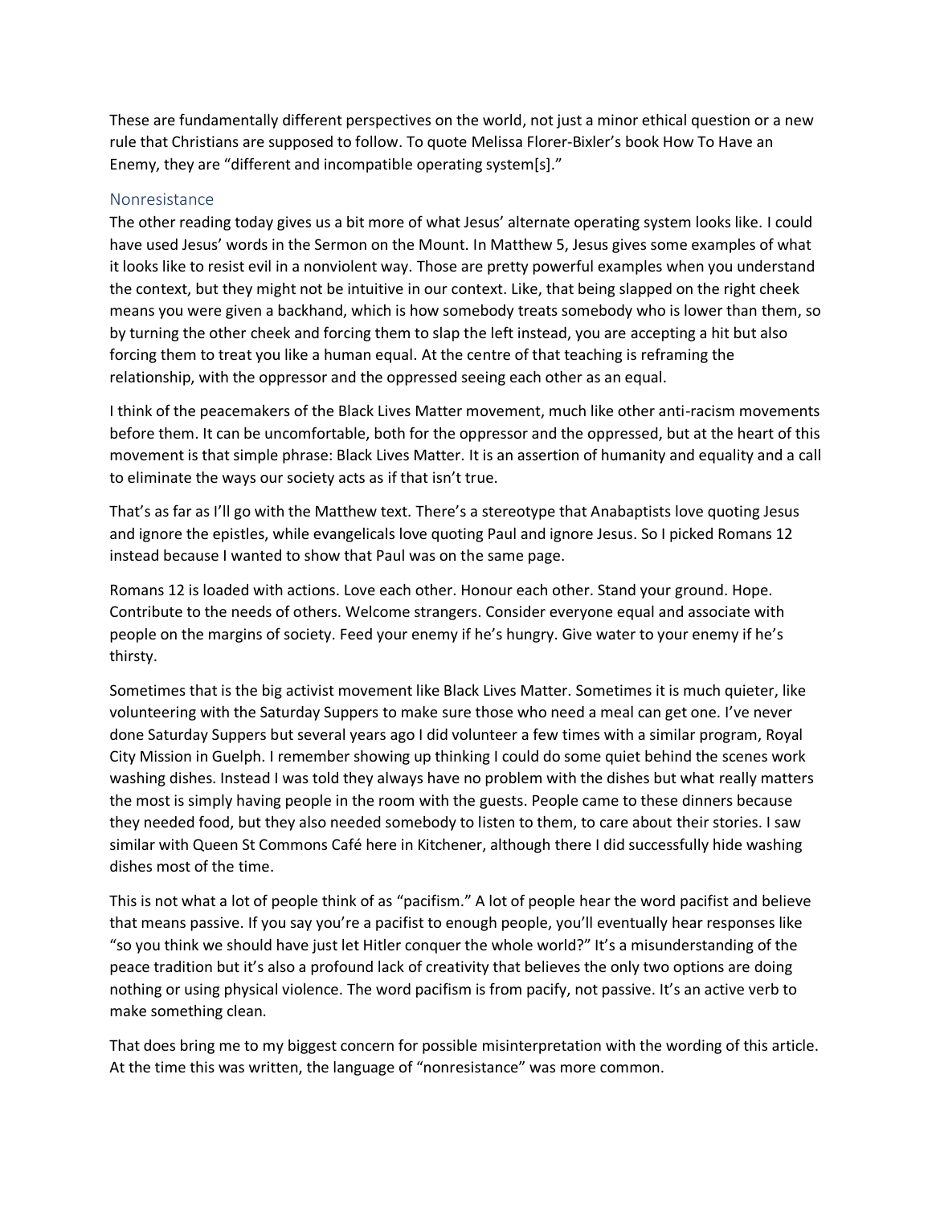These are fundamentally different perspectives on the world, not just a minor ethical question or a new rule that Christians are supposed to follow. To quote Melissa Florer-Bixler's book How To Have an Enemy, they are "different and incompatible operating system[s]."

## Nonresistance

The other reading today gives us a bit more of what Jesus' alternate operating system looks like. I could have used Jesus' words in the Sermon on the Mount. In Matthew 5, Jesus gives some examples of what it looks like to resist evil in a nonviolent way. Those are pretty powerful examples when you understand the context, but they might not be intuitive in our context. Like, that being slapped on the right cheek means you were given a backhand, which is how somebody treats somebody who is lower than them, so by turning the other cheek and forcing them to slap the left instead, you are accepting a hit but also forcing them to treat you like a human equal. At the centre of that teaching is reframing the relationship, with the oppressor and the oppressed seeing each other as an equal.

I think of the peacemakers of the Black Lives Matter movement, much like other anti-racism movements before them. It can be uncomfortable, both for the oppressor and the oppressed, but at the heart of this movement is that simple phrase: Black Lives Matter. It is an assertion of humanity and equality and a call to eliminate the ways our society acts as if that isn't true.

That's as far as I'll go with the Matthew text. There's a stereotype that Anabaptists love quoting Jesus and ignore the epistles, while evangelicals love quoting Paul and ignore Jesus. So I picked Romans 12 instead because I wanted to show that Paul was on the same page.

Romans 12 is loaded with actions. Love each other. Honour each other. Stand your ground. Hope. Contribute to the needs of others. Welcome strangers. Consider everyone equal and associate with people on the margins of society. Feed your enemy if he's hungry. Give water to your enemy if he's thirsty.

Sometimes that is the big activist movement like Black Lives Matter. Sometimes it is much quieter, like volunteering with the Saturday Suppers to make sure those who need a meal can get one. I've never done Saturday Suppers but several years ago I did volunteer a few times with a similar program, Royal City Mission in Guelph. I remember showing up thinking I could do some quiet behind the scenes work washing dishes. Instead I was told they always have no problem with the dishes but what really matters the most is simply having people in the room with the guests. People came to these dinners because they needed food, but they also needed somebody to listen to them, to care about their stories. I saw similar with Queen St Commons Café here in Kitchener, although there I did successfully hide washing dishes most of the time.

This is not what a lot of people think of as "pacifism." A lot of people hear the word pacifist and believe that means passive. If you say you're a pacifist to enough people, you'll eventually hear responses like "so you think we should have just let Hitler conquer the whole world?" It's a misunderstanding of the peace tradition but it's also a profound lack of creativity that believes the only two options are doing nothing or using physical violence. The word pacifism is from pacify, not passive. It's an active verb to make something clean.

That does bring me to my biggest concern for possible misinterpretation with the wording of this article. At the time this was written, the language of "nonresistance" was more common.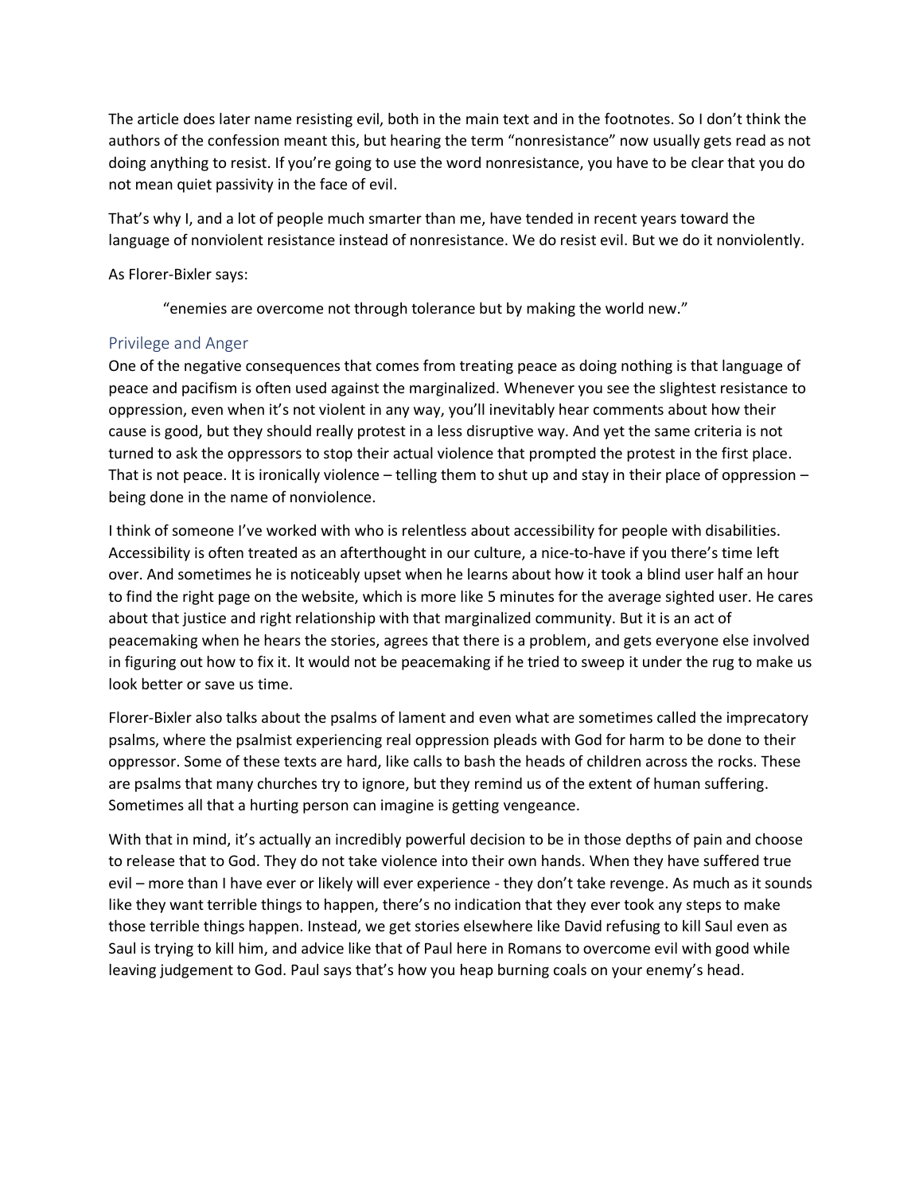The article does later name resisting evil, both in the main text and in the footnotes. So I don't think the authors of the confession meant this, but hearing the term "nonresistance" now usually gets read as not doing anything to resist. If you're going to use the word nonresistance, you have to be clear that you do not mean quiet passivity in the face of evil.

That's why I, and a lot of people much smarter than me, have tended in recent years toward the language of nonviolent resistance instead of nonresistance. We do resist evil. But we do it nonviolently.

As Florer-Bixler says:

> "enemies are overcome not through tolerance but by making the world new."

## Privilege and Anger

One of the negative consequences that comes from treating peace as doing nothing is that language of peace and pacifism is often used against the marginalized. Whenever you see the slightest resistance to oppression, even when it's not violent in any way, you'll inevitably hear comments about how their cause is good, but they should really protest in a less disruptive way. And yet the same criteria is not turned to ask the oppressors to stop their actual violence that prompted the protest in the first place. That is not peace. It is ironically violence – telling them to shut up and stay in their place of oppression – being done in the name of nonviolence.

I think of someone I've worked with who is relentless about accessibility for people with disabilities. Accessibility is often treated as an afterthought in our culture, a nice-to-have if you there's time left over. And sometimes he is noticeably upset when he learns about how it took a blind user half an hour to find the right page on the website, which is more like 5 minutes for the average sighted user. He cares about that justice and right relationship with that marginalized community. But it is an act of peacemaking when he hears the stories, agrees that there is a problem, and gets everyone else involved in figuring out how to fix it. It would not be peacemaking if he tried to sweep it under the rug to make us look better or save us time.

Florer-Bixler also talks about the psalms of lament and even what are sometimes called the imprecatory psalms, where the psalmist experiencing real oppression pleads with God for harm to be done to their oppressor. Some of these texts are hard, like calls to bash the heads of children across the rocks. These are psalms that many churches try to ignore, but they remind us of the extent of human suffering. Sometimes all that a hurting person can imagine is getting vengeance.

With that in mind, it's actually an incredibly powerful decision to be in those depths of pain and choose to release that to God. They do not take violence into their own hands. When they have suffered true evil – more than I have ever or likely will ever experience - they don't take revenge. As much as it sounds like they want terrible things to happen, there's no indication that they ever took any steps to make those terrible things happen. Instead, we get stories elsewhere like David refusing to kill Saul even as Saul is trying to kill him, and advice like that of Paul here in Romans to overcome evil with good while leaving judgement to God. Paul says that's how you heap burning coals on your enemy's head.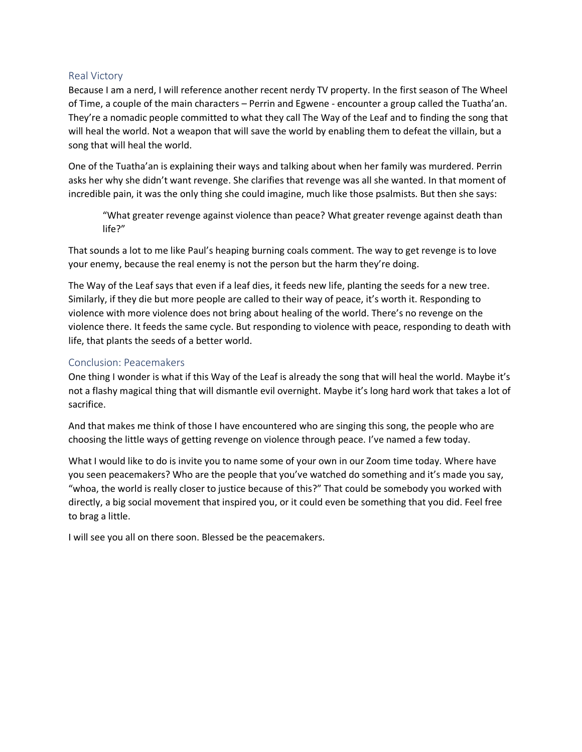## Real Victory

Because I am a nerd, I will reference another recent nerdy TV property. In the first season of The Wheel of Time, a couple of the main characters – Perrin and Egwene - encounter a group called the Tuatha'an. They're a nomadic people committed to what they call The Way of the Leaf and to finding the song that will heal the world. Not a weapon that will save the world by enabling them to defeat the villain, but a song that will heal the world.

One of the Tuatha'an is explaining their ways and talking about when her family was murdered. Perrin asks her why she didn't want revenge. She clarifies that revenge was all she wanted. In that moment of incredible pain, it was the only thing she could imagine, much like those psalmists. But then she says:

> "What greater revenge against violence than peace? What greater revenge against death than life?"

That sounds a lot to me like Paul's heaping burning coals comment. The way to get revenge is to love your enemy, because the real enemy is not the person but the harm they're doing.

The Way of the Leaf says that even if a leaf dies, it feeds new life, planting the seeds for a new tree. Similarly, if they die but more people are called to their way of peace, it's worth it. Responding to violence with more violence does not bring about healing of the world. There's no revenge on the violence there. It feeds the same cycle. But responding to violence with peace, responding to death with life, that plants the seeds of a better world.

## Conclusion: Peacemakers

One thing I wonder is what if this Way of the Leaf is already the song that will heal the world. Maybe it's not a flashy magical thing that will dismantle evil overnight. Maybe it's long hard work that takes a lot of sacrifice.

And that makes me think of those I have encountered who are singing this song, the people who are choosing the little ways of getting revenge on violence through peace. I've named a few today.

What I would like to do is invite you to name some of your own in our Zoom time today. Where have you seen peacemakers? Who are the people that you've watched do something and it's made you say, "whoa, the world is really closer to justice because of this?" That could be somebody you worked with directly, a big social movement that inspired you, or it could even be something that you did. Feel free to brag a little.

I will see you all on there soon. Blessed be the peacemakers.